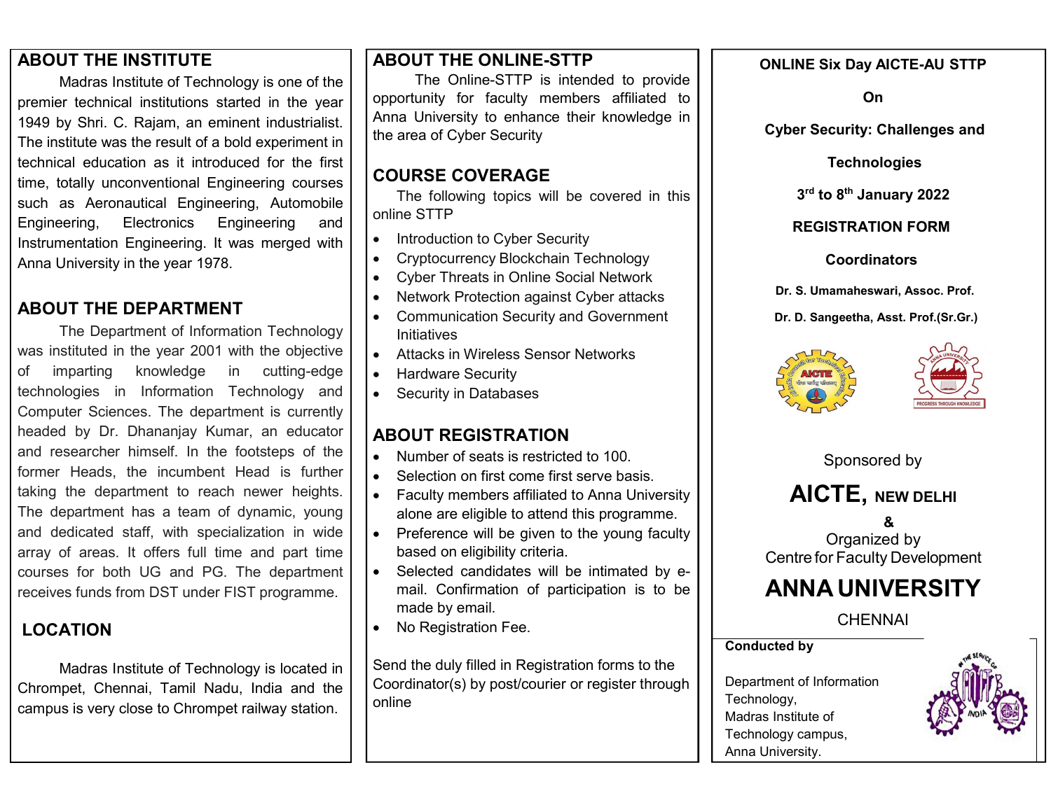## ABOUT THE INSTITUTE

Madras Institute of Technology is one of the premier technical institutions started in the year 1949 by Shri. C. Rajam, an eminent industrialist. The institute was the result of a bold experiment in technical education as it introduced for the first time, totally unconventional Engineering courses such as Aeronautical Engineering, Automobile Engineering, Electronics Engineering and Instrumentation Engineering. It was merged with Anna University in the year 1978.

## ABOUT THE DEPARTMENT

The Department of Information Technology was instituted in the year 2001 with the objective of imparting knowledge in cutting-edge technologies in Information Technology and Computer Sciences. The department is currently headed by Dr. Dhananjay Kumar, an educator and researcher himself. In the footsteps of the former Heads, the incumbent Head is further taking the department to reach newer heights. The department has a team of dynamic, young and dedicated staff, with specialization in wide array of areas. It offers full time and part time courses for both UG and PG. The department receives funds from DST under FIST programme.

## LOCATION

Madras Institute of Technology is located in Chrompet, Chennai, Tamil Nadu, India and the campus is very close to Chrompet railway station.

## ABOUT THE ONLINE-STTP

The Online-STTP is intended to provide opportunity for faculty members affiliated to Anna University to enhance their knowledge in the area of Cyber Security

## COURSE COVERAGE

The following topics will be covered in this online STTP

- Introduction to Cyber Security
- Cryptocurrency Blockchain Technology
- Cyber Threats in Online Social Network
- Network Protection against Cyber attacks
- Communication Security and Government Initiatives
- Attacks in Wireless Sensor Networks
- Hardware Security
- Security in Databases

## ABOUT REGISTRATION

- Number of seats is restricted to 100.
- Selection on first come first serve basis.
- Faculty members affiliated to Anna University alone are eligible to attend this programme.
- Preference will be given to the young faculty based on eligibility criteria.
- Selected candidates will be intimated by e-mail. Confirmation of participation is to be made by email.
- No Registration Fee.

Send the duly filled in Registration forms to the Coordinator(s) by post/courier or register through online

**ONLINE Six Day AICTE-AU STTP**

**On**

**Cyber Security: Challenges and Technologies**

**3rd to 8th January 2022**

**REGISTRATION FORM**

**Coordinators**

**Dr. S. Umamaheswari, Assoc. Prof.**

**Dr. D. Sangeetha, Asst. Prof.(Sr.Gr.)**

Sponsored by

**AICTE, NEW DELHI**

**&**

Organized by
Centre for Faculty Development

**ANNA UNIVERSITY**

CHENNAI

**Conducted by**

Department of Information Technology,
Madras Institute of Technology campus,
Anna University.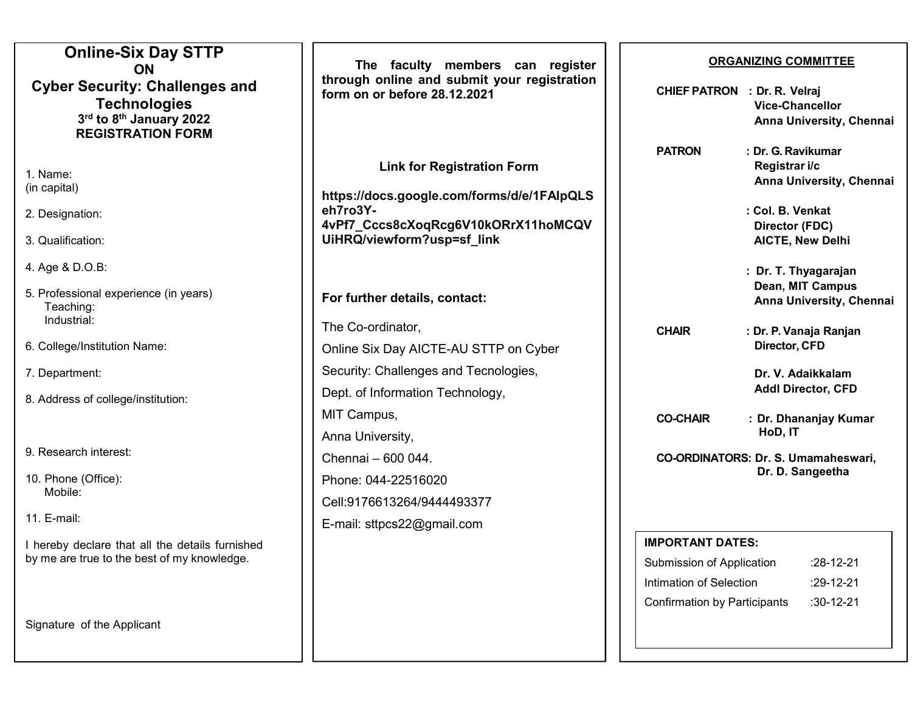# Online-Six Day STTP
## ON
## Cyber Security: Challenges and Technologies

**3rd to 8th January 2022**

**REGISTRATION FORM**

1. Name:
(in capital)

2. Designation:

3. Qualification:

4. Age & D.O.B:

5. Professional experience (in years)
   Teaching:
   Industrial:

6. College/Institution Name:

7. Department:

8. Address of college/institution:

9. Research interest:

10. Phone (Office):
    Mobile:

11. E-mail:

I hereby declare that all the details furnished by me are true to the best of my knowledge.

Signature of the Applicant

**The faculty members can register through online and submit your registration form on or before 28.12.2021**

**Link for Registration Form**

**https://docs.google.com/forms/d/e/1FAIpQLSeh7ro3Y-4vPf7_Cccs8cXoqRcg6V10kORrX11hoMCQVUiHRQ/viewform?usp=sf_link**

**For further details, contact:**

The Co-ordinator,
Online Six Day AICTE-AU STTP on Cyber Security: Challenges and Tecnologies,
Dept. of Information Technology,
MIT Campus,
Anna University,
Chennai – 600 044.
Phone: 044-22516020
Cell:9176613264/9444493377
E-mail: sttpcs22@gmail.com

## ORGANIZING COMMITTEE

**CHIEF PATRON** : **Dr. R. Velraj**
**Vice-Chancellor**
**Anna University, Chennai**

**PATRON** : **Dr. G. Ravikumar**
**Registrar i/c**
**Anna University, Chennai**

: **Col. B. Venkat**
**Director (FDC)**
**AICTE, New Delhi**

: **Dr. T. Thyagarajan**
**Dean, MIT Campus**
**Anna University, Chennai**

**CHAIR** : **Dr. P. Vanaja Ranjan**
**Director, CFD**

**Dr. V. Adaikkalam**
**Addl Director, CFD**

**CO-CHAIR** : **Dr. Dhananjay Kumar**
**HoD, IT**

**CO-ORDINATORS: Dr. S. Umamaheswari,**
**Dr. D. Sangeetha**

**IMPORTANT DATES:**

| | |
|---|---|
| Submission of Application | :28-12-21 |
| Intimation of Selection | :29-12-21 |
| Confirmation by Participants | :30-12-21 |